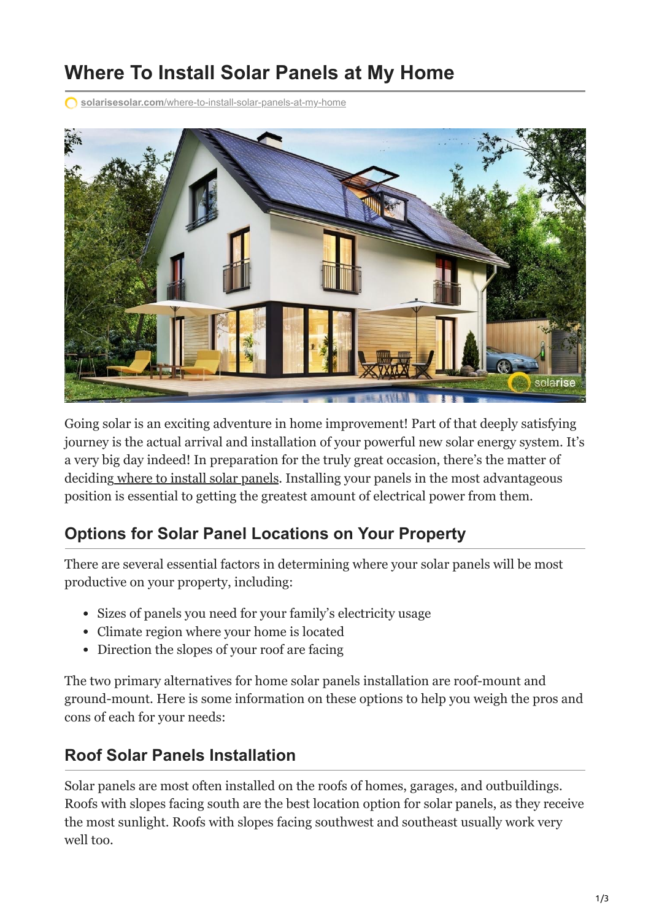# Where To Install Solar Panels at My Home

solarisesolar.com/where-to-install-solar-panels-at-my-home

Going solar is an exciting adventure in home improvement! Part of that deeply satisfying journey is the actual arrival and installation of your powerful new solar energy system. It's a very big day indeed! In preparation for the truly great occasion, there's the matter of deciding where to install solar panels. Installing your panels in the most advantageous position is essential to getting the greatest amount of electrical power from them.

## Options for Solar Panel Locations on Your Property

There are several essential factors in determining where your solar panels will be most productive on your property, including:

- Sizes of panels you need for your family's electricity usage
- Climate region where your home is located
- Direction the slopes of your roof are facing

The two primary alternatives for home solar panels installation are roof-mount and ground-mount. Here is some information on these options to help you weigh the pros and cons of each for your needs:

## Roof Solar Panels Installation

Solar panels are most often installed on the roofs of homes, garages, and outbuildings. Roofs with slopes facing south are the best location option for solar panels, as they receive the most sunlight. Roofs with slopes facing southwest and southeast usually work very well too.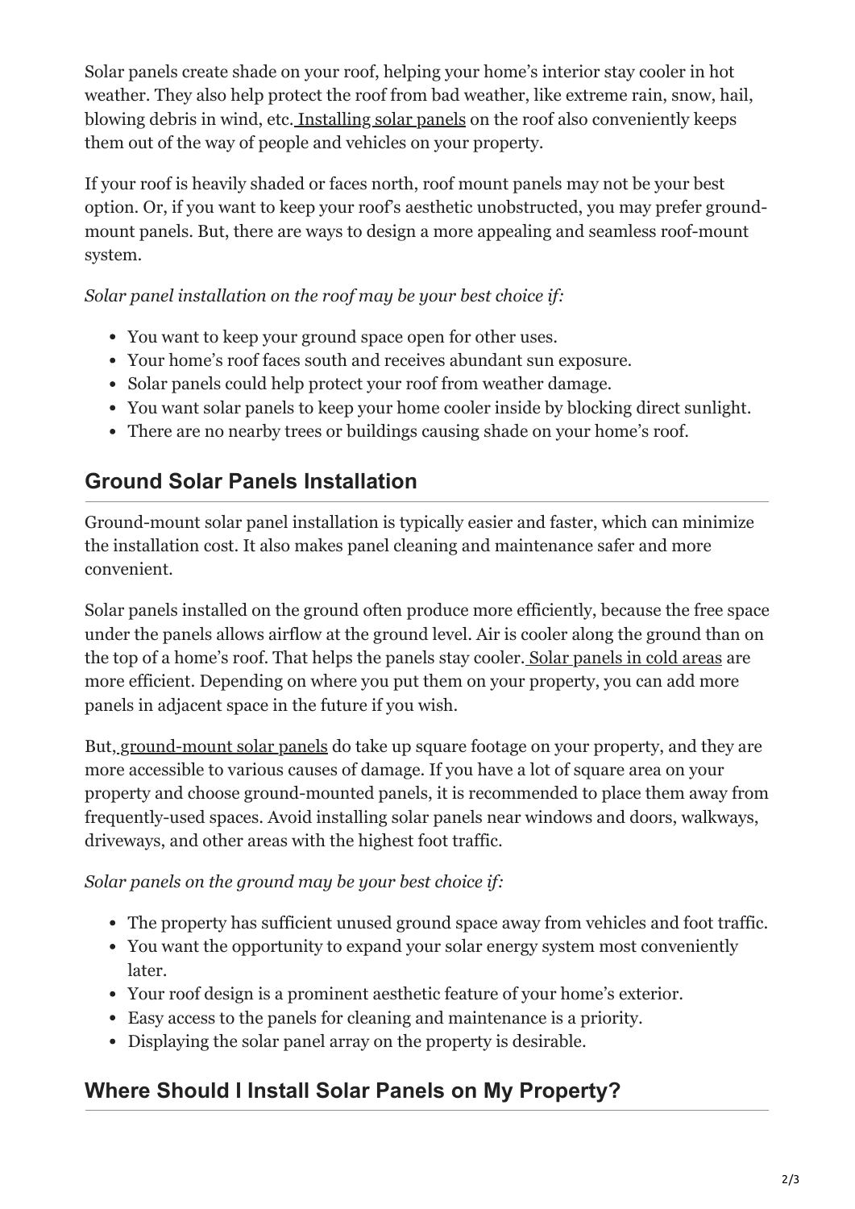Solar panels create shade on your roof, helping your home's interior stay cooler in hot weather. They also help protect the roof from bad weather, like extreme rain, snow, hail, blowing debris in wind, etc. Installing solar panels on the roof also conveniently keeps them out of the way of people and vehicles on your property.

If your roof is heavily shaded or faces north, roof mount panels may not be your best option. Or, if you want to keep your roof's aesthetic unobstructed, you may prefer ground-mount panels. But, there are ways to design a more appealing and seamless roof-mount system.

*Solar panel installation on the roof may be your best choice if:*

- You want to keep your ground space open for other uses.
- Your home's roof faces south and receives abundant sun exposure.
- Solar panels could help protect your roof from weather damage.
- You want solar panels to keep your home cooler inside by blocking direct sunlight.
- There are no nearby trees or buildings causing shade on your home's roof.

## Ground Solar Panels Installation

Ground-mount solar panel installation is typically easier and faster, which can minimize the installation cost. It also makes panel cleaning and maintenance safer and more convenient.

Solar panels installed on the ground often produce more efficiently, because the free space under the panels allows airflow at the ground level. Air is cooler along the ground than on the top of a home's roof. That helps the panels stay cooler. Solar panels in cold areas are more efficient. Depending on where you put them on your property, you can add more panels in adjacent space in the future if you wish.

But, ground-mount solar panels do take up square footage on your property, and they are more accessible to various causes of damage. If you have a lot of square area on your property and choose ground-mounted panels, it is recommended to place them away from frequently-used spaces. Avoid installing solar panels near windows and doors, walkways, driveways, and other areas with the highest foot traffic.

*Solar panels on the ground may be your best choice if:*

- The property has sufficient unused ground space away from vehicles and foot traffic.
- You want the opportunity to expand your solar energy system most conveniently later.
- Your roof design is a prominent aesthetic feature of your home's exterior.
- Easy access to the panels for cleaning and maintenance is a priority.
- Displaying the solar panel array on the property is desirable.

## Where Should I Install Solar Panels on My Property?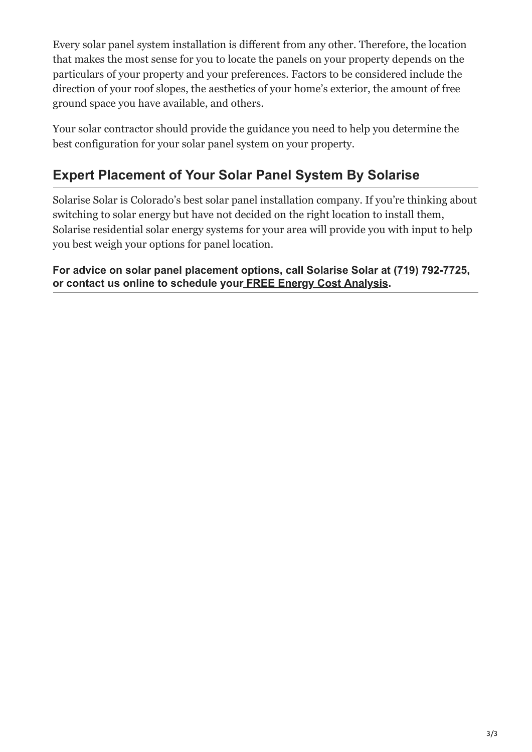Every solar panel system installation is different from any other. Therefore, the location that makes the most sense for you to locate the panels on your property depends on the particulars of your property and your preferences. Factors to be considered include the direction of your roof slopes, the aesthetics of your home's exterior, the amount of free ground space you have available, and others.

Your solar contractor should provide the guidance you need to help you determine the best configuration for your solar panel system on your property.

## Expert Placement of Your Solar Panel System By Solarise

Solarise Solar is Colorado's best solar panel installation company. If you're thinking about switching to solar energy but have not decided on the right location to install them, Solarise residential solar energy systems for your area will provide you with input to help you best weigh your options for panel location.

**For advice on solar panel placement options, call Solarise Solar at (719) 792-7725, or contact us online to schedule your FREE Energy Cost Analysis.**